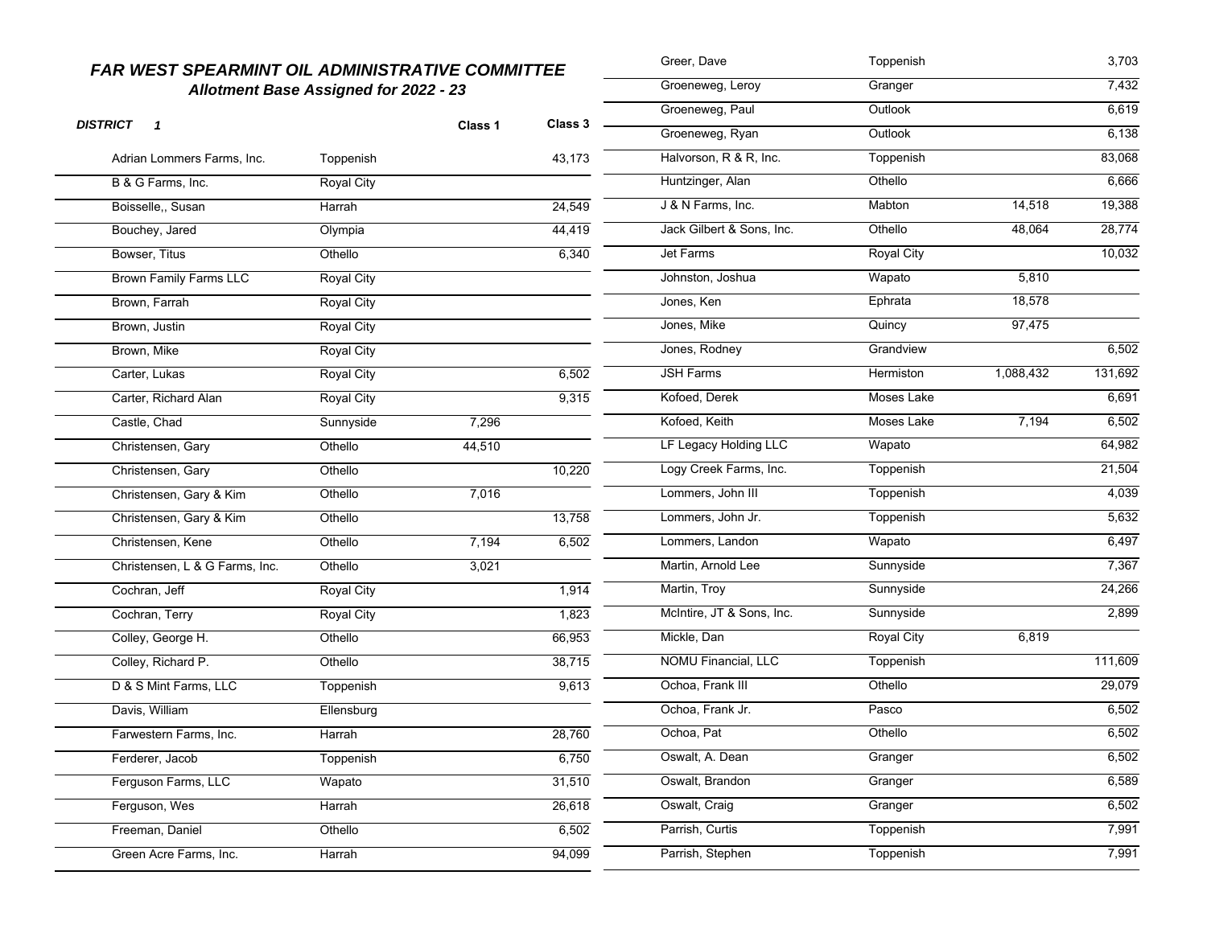# *FAR WEST SPEARMINT OIL ADMINISTRATIVE COMMITTEE*

## *Allotment Base Assigned for 2022 - 23*

***DISTRICT 1***

| Name | City | Class 1 | Class 3 |
|---|---|---|---|
| Adrian Lommers Farms, Inc. | Toppenish | | 43,173 |
| B & G Farms, Inc. | Royal City | | |
| Boisselle,, Susan | Harrah | | 24,549 |
| Bouchey, Jared | Olympia | | 44,419 |
| Bowser, Titus | Othello | | 6,340 |
| Brown Family Farms LLC | Royal City | | |
| Brown, Farrah | Royal City | | |
| Brown, Justin | Royal City | | |
| Brown, Mike | Royal City | | |
| Carter, Lukas | Royal City | | 6,502 |
| Carter, Richard Alan | Royal City | | 9,315 |
| Castle, Chad | Sunnyside | 7,296 | |
| Christensen, Gary | Othello | 44,510 | |
| Christensen, Gary | Othello | | 10,220 |
| Christensen, Gary & Kim | Othello | 7,016 | |
| Christensen, Gary & Kim | Othello | | 13,758 |
| Christensen, Kene | Othello | 7,194 | 6,502 |
| Christensen, L & G Farms, Inc. | Othello | 3,021 | |
| Cochran, Jeff | Royal City | | 1,914 |
| Cochran, Terry | Royal City | | 1,823 |
| Colley, George H. | Othello | | 66,953 |
| Colley, Richard P. | Othello | | 38,715 |
| D & S Mint Farms, LLC | Toppenish | | 9,613 |
| Davis, William | Ellensburg | | |
| Farwestern Farms, Inc. | Harrah | | 28,760 |
| Ferderer, Jacob | Toppenish | | 6,750 |
| Ferguson Farms, LLC | Wapato | | 31,510 |
| Ferguson, Wes | Harrah | | 26,618 |
| Freeman, Daniel | Othello | | 6,502 |
| Green Acre Farms, Inc. | Harrah | | 94,099 |
| Greer, Dave | Toppenish | | 3,703 |
| Groeneweg, Leroy | Granger | | 7,432 |
| Groeneweg, Paul | Outlook | | 6,619 |
| Groeneweg, Ryan | Outlook | | 6,138 |
| Halvorson, R & R, Inc. | Toppenish | | 83,068 |
| Huntzinger, Alan | Othello | | 6,666 |
| J & N Farms, Inc. | Mabton | 14,518 | 19,388 |
| Jack Gilbert & Sons, Inc. | Othello | 48,064 | 28,774 |
| Jet Farms | Royal City | | 10,032 |
| Johnston, Joshua | Wapato | 5,810 | |
| Jones, Ken | Ephrata | 18,578 | |
| Jones, Mike | Quincy | 97,475 | |
| Jones, Rodney | Grandview | | 6,502 |
| JSH Farms | Hermiston | 1,088,432 | 131,692 |
| Kofoed, Derek | Moses Lake | | 6,691 |
| Kofoed, Keith | Moses Lake | 7,194 | 6,502 |
| LF Legacy Holding LLC | Wapato | | 64,982 |
| Logy Creek Farms, Inc. | Toppenish | | 21,504 |
| Lommers, John III | Toppenish | | 4,039 |
| Lommers, John Jr. | Toppenish | | 5,632 |
| Lommers, Landon | Wapato | | 6,497 |
| Martin, Arnold Lee | Sunnyside | | 7,367 |
| Martin, Troy | Sunnyside | | 24,266 |
| McIntire, JT & Sons, Inc. | Sunnyside | | 2,899 |
| Mickle, Dan | Royal City | 6,819 | |
| NOMU Financial, LLC | Toppenish | | 111,609 |
| Ochoa, Frank III | Othello | | 29,079 |
| Ochoa, Frank Jr. | Pasco | | 6,502 |
| Ochoa, Pat | Othello | | 6,502 |
| Oswalt, A. Dean | Granger | | 6,502 |
| Oswalt, Brandon | Granger | | 6,589 |
| Oswalt, Craig | Granger | | 6,502 |
| Parrish, Curtis | Toppenish | | 7,991 |
| Parrish, Stephen | Toppenish | | 7,991 |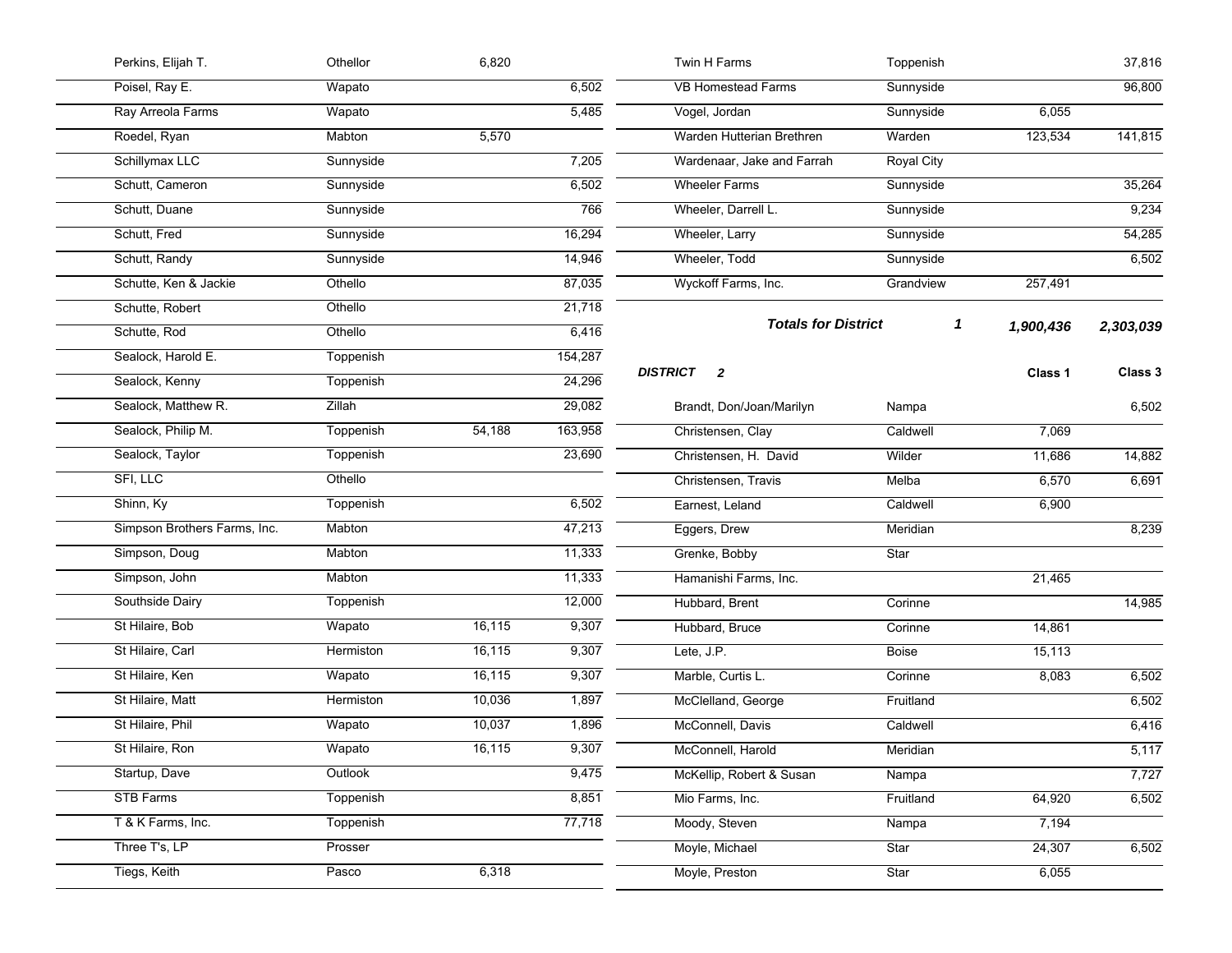| Name | City | Class 1 | Class 3 |
|---|---|---|---|
| Perkins, Elijah T. | Othellor | 6,820 | |
| Poisel, Ray E. | Wapato | | 6,502 |
| Ray Arreola Farms | Wapato | | 5,485 |
| Roedel, Ryan | Mabton | 5,570 | |
| Schillymax LLC | Sunnyside | | 7,205 |
| Schutt, Cameron | Sunnyside | | 6,502 |
| Schutt, Duane | Sunnyside | | 766 |
| Schutt, Fred | Sunnyside | | 16,294 |
| Schutt, Randy | Sunnyside | | 14,946 |
| Schutte, Ken & Jackie | Othello | | 87,035 |
| Schutte, Robert | Othello | | 21,718 |
| Schutte, Rod | Othello | | 6,416 |
| Sealock, Harold E. | Toppenish | | 154,287 |
| Sealock, Kenny | Toppenish | | 24,296 |
| Sealock, Matthew R. | Zillah | | 29,082 |
| Sealock, Philip M. | Toppenish | 54,188 | 163,958 |
| Sealock, Taylor | Toppenish | | 23,690 |
| SFI, LLC | Othello | | |
| Shinn, Ky | Toppenish | | 6,502 |
| Simpson Brothers Farms, Inc. | Mabton | | 47,213 |
| Simpson, Doug | Mabton | | 11,333 |
| Simpson, John | Mabton | | 11,333 |
| Southside Dairy | Toppenish | | 12,000 |
| St Hilaire, Bob | Wapato | 16,115 | 9,307 |
| St Hilaire, Carl | Hermiston | 16,115 | 9,307 |
| St Hilaire, Ken | Wapato | 16,115 | 9,307 |
| St Hilaire, Matt | Hermiston | 10,036 | 1,897 |
| St Hilaire, Phil | Wapato | 10,037 | 1,896 |
| St Hilaire, Ron | Wapato | 16,115 | 9,307 |
| Startup, Dave | Outlook | | 9,475 |
| STB Farms | Toppenish | | 8,851 |
| T & K Farms, Inc. | Toppenish | | 77,718 |
| Three T's, LP | Prosser | | |
| Tiegs, Keith | Pasco | 6,318 | |
| Twin H Farms | Toppenish | | 37,816 |
| VB Homestead Farms | Sunnyside | | 96,800 |
| Vogel, Jordan | Sunnyside | 6,055 | |
| Warden Hutterian Brethren | Warden | 123,534 | 141,815 |
| Wardenaar, Jake and Farrah | Royal City | | |
| Wheeler Farms | Sunnyside | | 35,264 |
| Wheeler, Darrell L. | Sunnyside | | 9,234 |
| Wheeler, Larry | Sunnyside | | 54,285 |
| Wheeler, Todd | Sunnyside | | 6,502 |
| Wyckoff Farms, Inc. | Grandview | 257,491 | |
| ***Totals for District*** | ***1*** | ***1,900,436*** | ***2,303,039*** |

***DISTRICT 2***

| Name | City | Class 1 | Class 3 |
|---|---|---|---|
| Brandt, Don/Joan/Marilyn | Nampa | | 6,502 |
| Christensen, Clay | Caldwell | 7,069 | |
| Christensen, H. David | Wilder | 11,686 | 14,882 |
| Christensen, Travis | Melba | 6,570 | 6,691 |
| Earnest, Leland | Caldwell | 6,900 | |
| Eggers, Drew | Meridian | | 8,239 |
| Grenke, Bobby | Star | | |
| Hamanishi Farms, Inc. | | 21,465 | |
| Hubbard, Brent | Corinne | | 14,985 |
| Hubbard, Bruce | Corinne | 14,861 | |
| Lete, J.P. | Boise | 15,113 | |
| Marble, Curtis L. | Corinne | 8,083 | 6,502 |
| McClelland, George | Fruitland | | 6,502 |
| McConnell, Davis | Caldwell | | 6,416 |
| McConnell, Harold | Meridian | | 5,117 |
| McKellip, Robert & Susan | Nampa | | 7,727 |
| Mio Farms, Inc. | Fruitland | 64,920 | 6,502 |
| Moody, Steven | Nampa | 7,194 | |
| Moyle, Michael | Star | 24,307 | 6,502 |
| Moyle, Preston | Star | 6,055 | |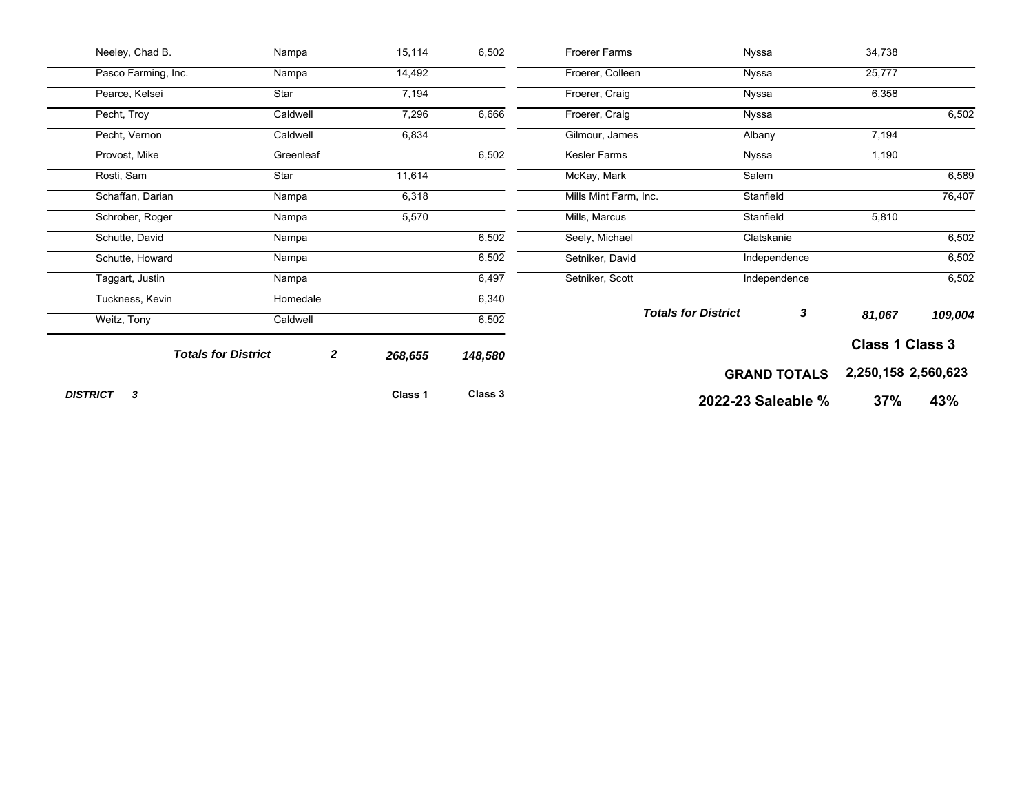| | | | |
|---|---|---|---|
| Neeley, Chad B. | Nampa | 15,114 | 6,502 |
| Pasco Farming, Inc. | Nampa | 14,492 | |
| Pearce, Kelsei | Star | 7,194 | |
| Pecht, Troy | Caldwell | 7,296 | 6,666 |
| Pecht, Vernon | Caldwell | 6,834 | |
| Provost, Mike | Greenleaf | | 6,502 |
| Rosti, Sam | Star | 11,614 | |
| Schaffan, Darian | Nampa | 6,318 | |
| Schrober, Roger | Nampa | 5,570 | |
| Schutte, David | Nampa | | 6,502 |
| Schutte, Howard | Nampa | | 6,502 |
| Taggart, Justin | Nampa | | 6,497 |
| Tuckness, Kevin | Homedale | | 6,340 |
| Weitz, Tony | Caldwell | | 6,502 |
| ***Totals for District*** | ***2*** | ***268,655*** | ***148,580*** |

***DISTRICT 3***

| | | Class 1 | Class 3 |
|---|---|---|---|
| Froerer Farms | Nyssa | 34,738 | |
| Froerer, Colleen | Nyssa | 25,777 | |
| Froerer, Craig | Nyssa | 6,358 | |
| Froerer, Craig | Nyssa | | 6,502 |
| Gilmour, James | Albany | 7,194 | |
| Kesler Farms | Nyssa | 1,190 | |
| McKay, Mark | Salem | | 6,589 |
| Mills Mint Farm, Inc. | Stanfield | | 76,407 |
| Mills, Marcus | Stanfield | 5,810 | |
| Seely, Michael | Clatskanie | | 6,502 |
| Setniker, David | Independence | | 6,502 |
| Setniker, Scott | Independence | | 6,502 |
| ***Totals for District*** | ***3*** | ***81,067*** | ***109,004*** |

| | Class 1 | Class 3 |
|---|---|---|
| **GRAND TOTALS** | **2,250,158** | **2,560,623** |
| **2022-23 Saleable %** | **37%** | **43%** |